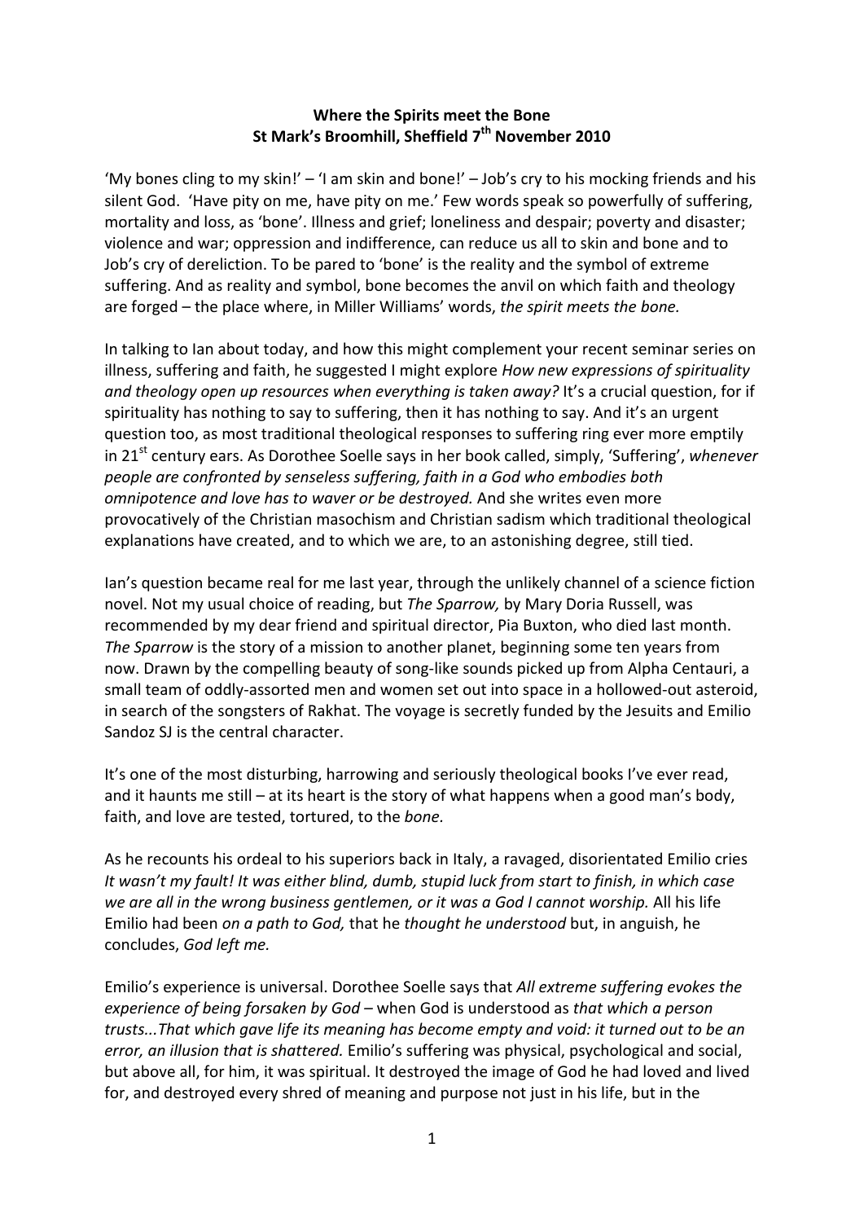**Where the Spirits meet the Bone**
**St Mark's Broomhill, Sheffield 7th November 2010**

'My bones cling to my skin!' – 'I am skin and bone!' – Job's cry to his mocking friends and his silent God. 'Have pity on me, have pity on me.' Few words speak so powerfully of suffering, mortality and loss, as 'bone'. Illness and grief; loneliness and despair; poverty and disaster; violence and war; oppression and indifference, can reduce us all to skin and bone and to Job's cry of dereliction. To be pared to 'bone' is the reality and the symbol of extreme suffering. And as reality and symbol, bone becomes the anvil on which faith and theology are forged – the place where, in Miller Williams' words, *the spirit meets the bone.*

In talking to Ian about today, and how this might complement your recent seminar series on illness, suffering and faith, he suggested I might explore *How new expressions of spirituality and theology open up resources when everything is taken away?* It's a crucial question, for if spirituality has nothing to say to suffering, then it has nothing to say. And it's an urgent question too, as most traditional theological responses to suffering ring ever more emptily in 21st century ears. As Dorothee Soelle says in her book called, simply, 'Suffering', *whenever people are confronted by senseless suffering, faith in a God who embodies both omnipotence and love has to waver or be destroyed.* And she writes even more provocatively of the Christian masochism and Christian sadism which traditional theological explanations have created, and to which we are, to an astonishing degree, still tied.

Ian's question became real for me last year, through the unlikely channel of a science fiction novel. Not my usual choice of reading, but *The Sparrow,* by Mary Doria Russell, was recommended by my dear friend and spiritual director, Pia Buxton, who died last month. *The Sparrow* is the story of a mission to another planet, beginning some ten years from now. Drawn by the compelling beauty of song-like sounds picked up from Alpha Centauri, a small team of oddly-assorted men and women set out into space in a hollowed-out asteroid, in search of the songsters of Rakhat. The voyage is secretly funded by the Jesuits and Emilio Sandoz SJ is the central character.

It's one of the most disturbing, harrowing and seriously theological books I've ever read, and it haunts me still – at its heart is the story of what happens when a good man's body, faith, and love are tested, tortured, to the *bone.*

As he recounts his ordeal to his superiors back in Italy, a ravaged, disorientated Emilio cries *It wasn't my fault! It was either blind, dumb, stupid luck from start to finish, in which case we are all in the wrong business gentlemen, or it was a God I cannot worship.* All his life Emilio had been *on a path to God,* that he *thought he understood* but, in anguish, he concludes, *God left me.*

Emilio's experience is universal. Dorothee Soelle says that *All extreme suffering evokes the experience of being forsaken by God* – when God is understood as *that which a person trusts...That which gave life its meaning has become empty and void: it turned out to be an error, an illusion that is shattered.* Emilio's suffering was physical, psychological and social, but above all, for him, it was spiritual. It destroyed the image of God he had loved and lived for, and destroyed every shred of meaning and purpose not just in his life, but in the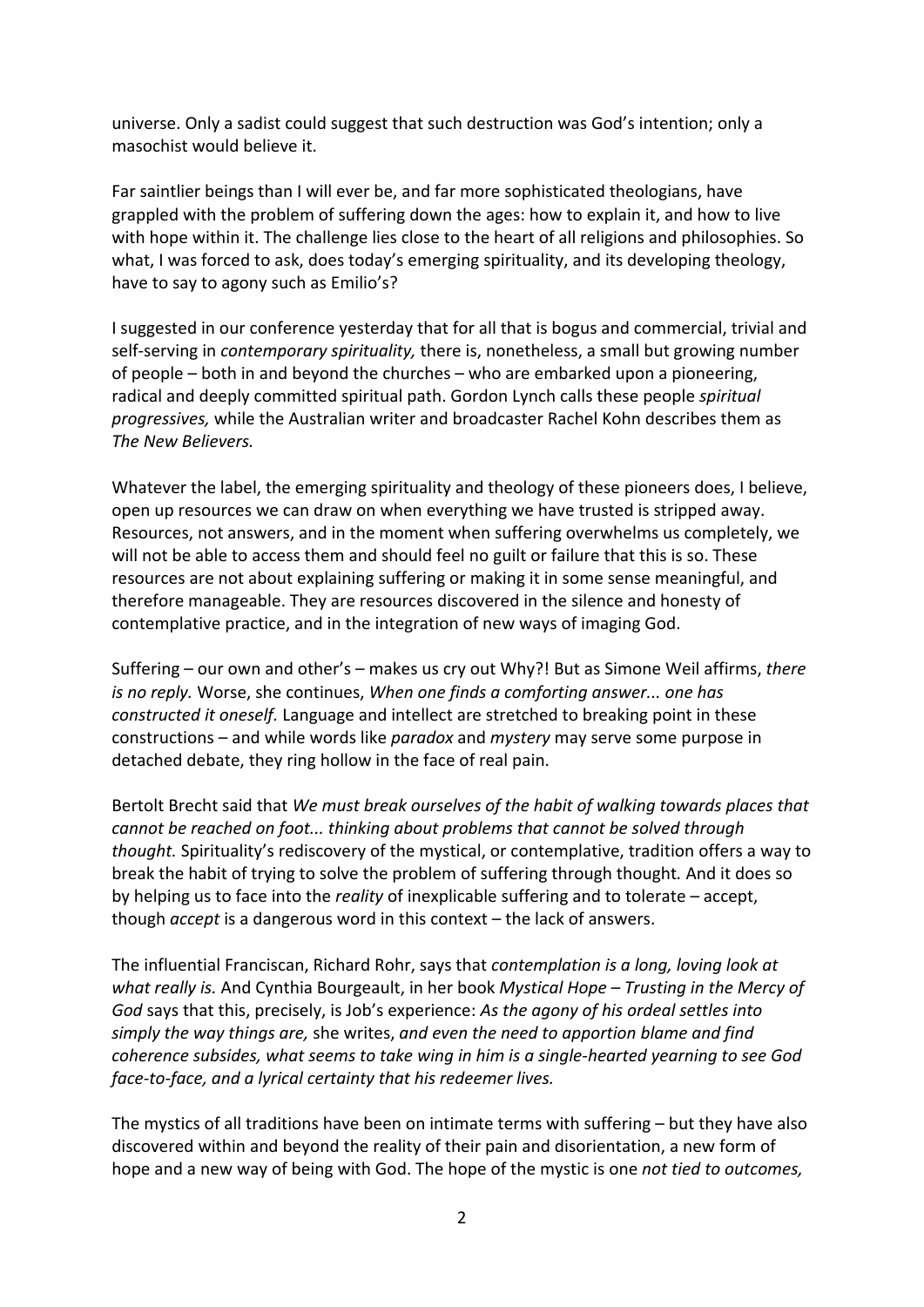universe. Only a sadist could suggest that such destruction was God's intention; only a masochist would believe it.

Far saintlier beings than I will ever be, and far more sophisticated theologians, have grappled with the problem of suffering down the ages: how to explain it, and how to live with hope within it. The challenge lies close to the heart of all religions and philosophies. So what, I was forced to ask, does today's emerging spirituality, and its developing theology, have to say to agony such as Emilio's?

I suggested in our conference yesterday that for all that is bogus and commercial, trivial and self-serving in *contemporary spirituality,* there is, nonetheless, a small but growing number of people – both in and beyond the churches – who are embarked upon a pioneering, radical and deeply committed spiritual path. Gordon Lynch calls these people *spiritual progressives,* while the Australian writer and broadcaster Rachel Kohn describes them as *The New Believers.*

Whatever the label, the emerging spirituality and theology of these pioneers does, I believe, open up resources we can draw on when everything we have trusted is stripped away. Resources, not answers, and in the moment when suffering overwhelms us completely, we will not be able to access them and should feel no guilt or failure that this is so. These resources are not about explaining suffering or making it in some sense meaningful, and therefore manageable. They are resources discovered in the silence and honesty of contemplative practice, and in the integration of new ways of imaging God.

Suffering – our own and other's – makes us cry out Why?! But as Simone Weil affirms, *there is no reply.* Worse, she continues, *When one finds a comforting answer... one has constructed it oneself.* Language and intellect are stretched to breaking point in these constructions – and while words like *paradox* and *mystery* may serve some purpose in detached debate, they ring hollow in the face of real pain.

Bertolt Brecht said that *We must break ourselves of the habit of walking towards places that cannot be reached on foot... thinking about problems that cannot be solved through thought.* Spirituality's rediscovery of the mystical, or contemplative, tradition offers a way to break the habit of trying to solve the problem of suffering through thought. And it does so by helping us to face into the *reality* of inexplicable suffering and to tolerate – accept, though *accept* is a dangerous word in this context – the lack of answers.

The influential Franciscan, Richard Rohr, says that *contemplation is a long, loving look at what really is.* And Cynthia Bourgeault, in her book *Mystical Hope – Trusting in the Mercy of God* says that this, precisely, is Job's experience: *As the agony of his ordeal settles into simply the way things are,* she writes, *and even the need to apportion blame and find coherence subsides, what seems to take wing in him is a single-hearted yearning to see God face-to-face, and a lyrical certainty that his redeemer lives.*

The mystics of all traditions have been on intimate terms with suffering – but they have also discovered within and beyond the reality of their pain and disorientation, a new form of hope and a new way of being with God. The hope of the mystic is one *not tied to outcomes,*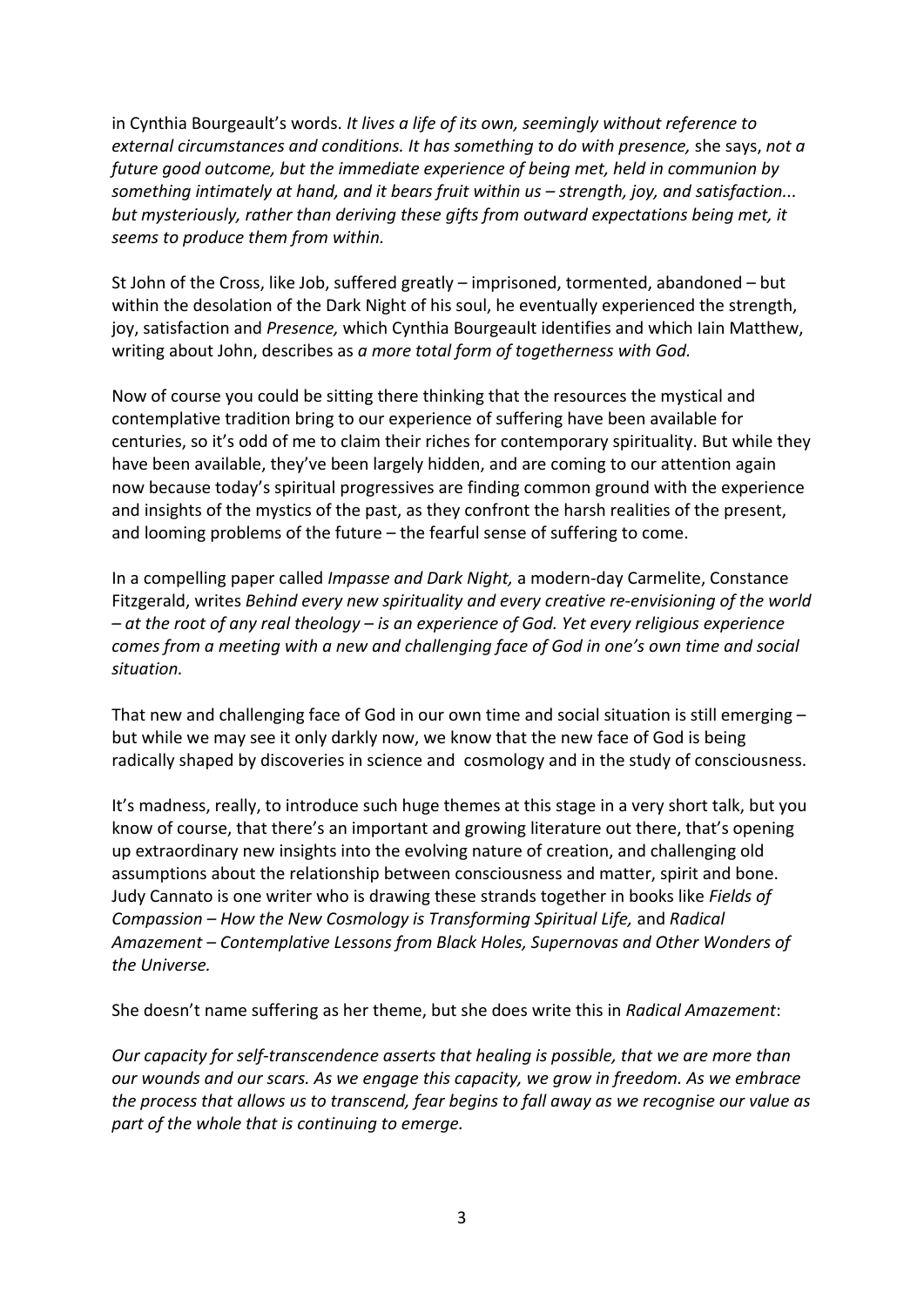in Cynthia Bourgeault's words. *It lives a life of its own, seemingly without reference to external circumstances and conditions. It has something to do with presence,* she says, *not a future good outcome, but the immediate experience of being met, held in communion by something intimately at hand, and it bears fruit within us – strength, joy, and satisfaction... but mysteriously, rather than deriving these gifts from outward expectations being met, it seems to produce them from within.*

St John of the Cross, like Job, suffered greatly – imprisoned, tormented, abandoned – but within the desolation of the Dark Night of his soul, he eventually experienced the strength, joy, satisfaction and *Presence,* which Cynthia Bourgeault identifies and which Iain Matthew, writing about John, describes as *a more total form of togetherness with God.*

Now of course you could be sitting there thinking that the resources the mystical and contemplative tradition bring to our experience of suffering have been available for centuries, so it's odd of me to claim their riches for contemporary spirituality. But while they have been available, they've been largely hidden, and are coming to our attention again now because today's spiritual progressives are finding common ground with the experience and insights of the mystics of the past, as they confront the harsh realities of the present, and looming problems of the future – the fearful sense of suffering to come.

In a compelling paper called *Impasse and Dark Night,* a modern-day Carmelite, Constance Fitzgerald, writes *Behind every new spirituality and every creative re-envisioning of the world – at the root of any real theology – is an experience of God. Yet every religious experience comes from a meeting with a new and challenging face of God in one's own time and social situation.*

That new and challenging face of God in our own time and social situation is still emerging – but while we may see it only darkly now, we know that the new face of God is being radically shaped by discoveries in science and cosmology and in the study of consciousness.

It's madness, really, to introduce such huge themes at this stage in a very short talk, but you know of course, that there's an important and growing literature out there, that's opening up extraordinary new insights into the evolving nature of creation, and challenging old assumptions about the relationship between consciousness and matter, spirit and bone. Judy Cannato is one writer who is drawing these strands together in books like *Fields of Compassion – How the New Cosmology is Transforming Spiritual Life,* and *Radical Amazement – Contemplative Lessons from Black Holes, Supernovas and Other Wonders of the Universe.*

She doesn't name suffering as her theme, but she does write this in *Radical Amazement*:

*Our capacity for self-transcendence asserts that healing is possible, that we are more than our wounds and our scars. As we engage this capacity, we grow in freedom. As we embrace the process that allows us to transcend, fear begins to fall away as we recognise our value as part of the whole that is continuing to emerge.*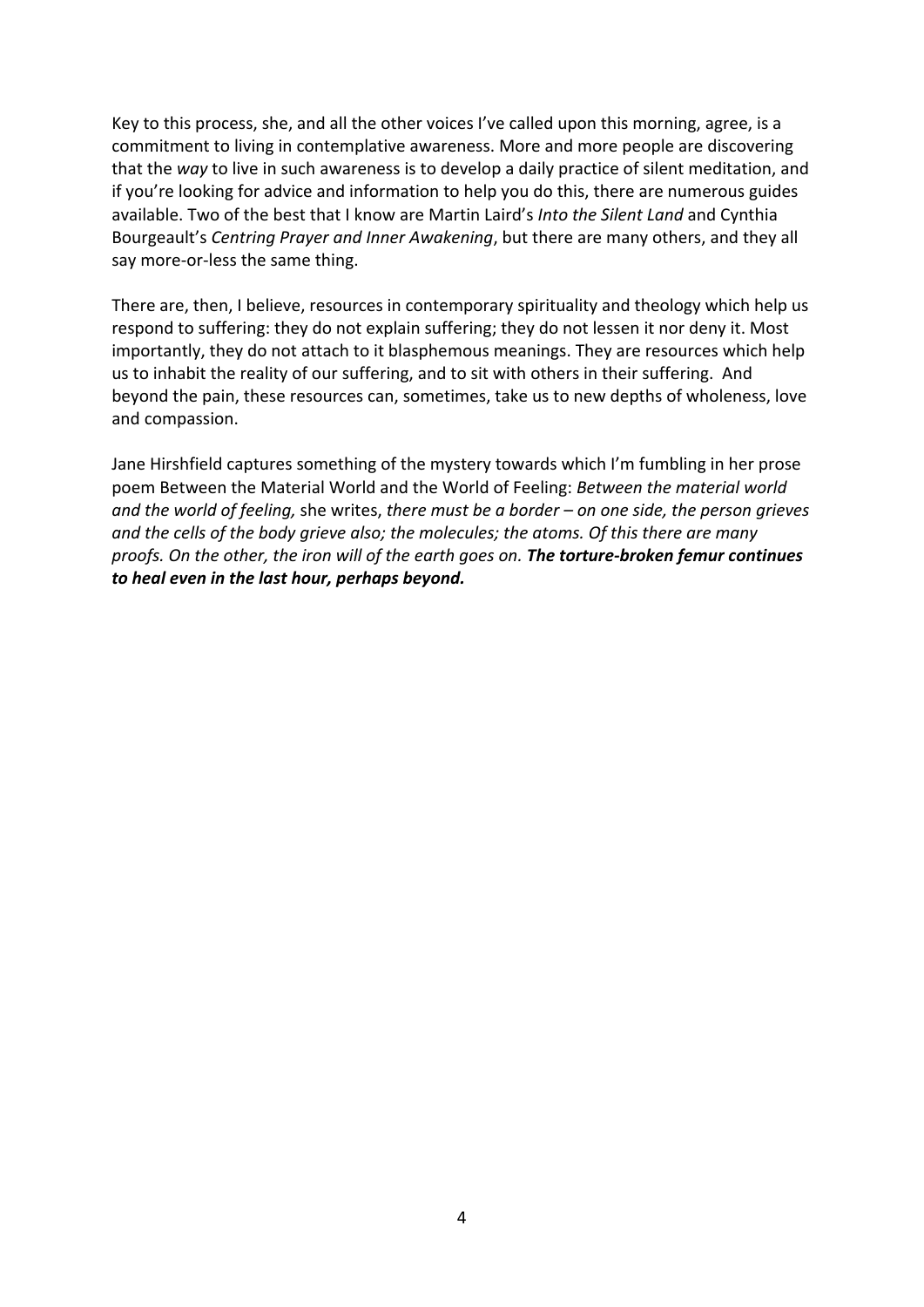Key to this process, she, and all the other voices I've called upon this morning, agree, is a commitment to living in contemplative awareness. More and more people are discovering that the *way* to live in such awareness is to develop a daily practice of silent meditation, and if you're looking for advice and information to help you do this, there are numerous guides available. Two of the best that I know are Martin Laird's *Into the Silent Land* and Cynthia Bourgeault's *Centring Prayer and Inner Awakening*, but there are many others, and they all say more-or-less the same thing.

There are, then, I believe, resources in contemporary spirituality and theology which help us respond to suffering: they do not explain suffering; they do not lessen it nor deny it. Most importantly, they do not attach to it blasphemous meanings. They are resources which help us to inhabit the reality of our suffering, and to sit with others in their suffering. And beyond the pain, these resources can, sometimes, take us to new depths of wholeness, love and compassion.

Jane Hirshfield captures something of the mystery towards which I'm fumbling in her prose poem Between the Material World and the World of Feeling: *Between the material world and the world of feeling,* she writes, *there must be a border – on one side, the person grieves and the cells of the body grieve also; the molecules; the atoms. Of this there are many proofs. On the other, the iron will of the earth goes on.* ***The torture-broken femur continues to heal even in the last hour, perhaps beyond.***